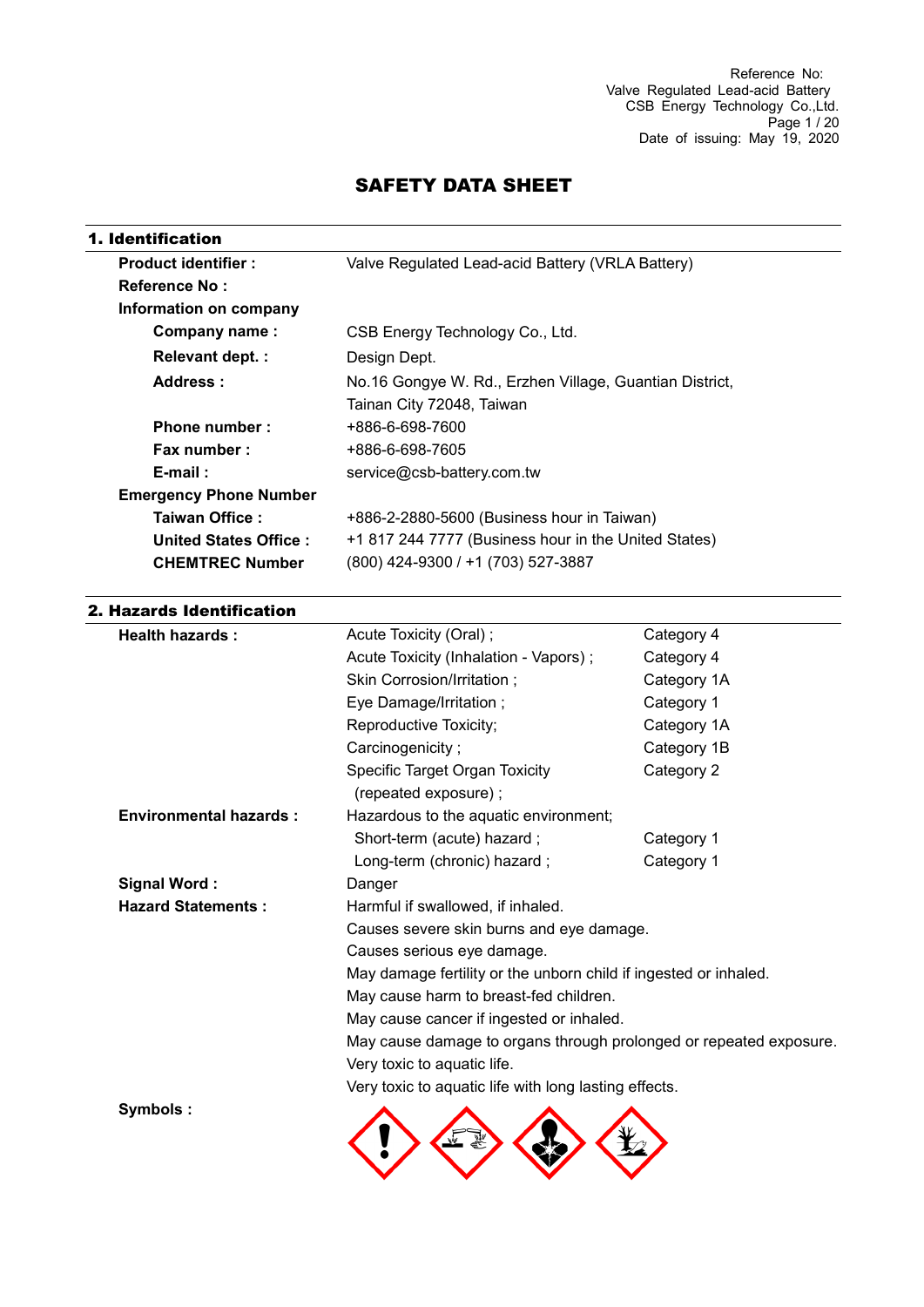Reference No:
Valve Regulated Lead-acid Battery
CSB Energy Technology Co.,Ltd.
Date of issuing: May 19, 2020

# SAFETY DATA SHEET

## 1. Identification

| | |
|---|---|
| **Product identifier :** | Valve Regulated Lead-acid Battery (VRLA Battery) |
| **Reference No :** | |
| **Information on company** | |
| **Company name :** | CSB Energy Technology Co., Ltd. |
| **Relevant dept. :** | Design Dept. |
| **Address :** | No.16 Gongye W. Rd., Erzhen Village, Guantian District, Tainan City 72048, Taiwan |
| **Phone number :** | +886-6-698-7600 |
| **Fax number :** | +886-6-698-7605 |
| **E-mail :** | service@csb-battery.com.tw |
| **Emergency Phone Number** | |
| **Taiwan Office :** | +886-2-2880-5600 (Business hour in Taiwan) |
| **United States Office :** | +1 817 244 7777 (Business hour in the United States) |
| **CHEMTREC Number** | (800) 424-9300 / +1 (703) 527-3887 |

## 2. Hazards Identification

| | | |
|---|---|---|
| **Health hazards :** | Acute Toxicity (Oral) ; | Category 4 |
| | Acute Toxicity (Inhalation - Vapors) ; | Category 4 |
| | Skin Corrosion/Irritation ; | Category 1A |
| | Eye Damage/Irritation ; | Category 1 |
| | Reproductive Toxicity; | Category 1A |
| | Carcinogenicity ; | Category 1B |
| | Specific Target Organ Toxicity (repeated exposure) ; | Category 2 |
| **Environmental hazards :** | Hazardous to the aquatic environment; | |
| | Short-term (acute) hazard ; | Category 1 |
| | Long-term (chronic) hazard ; | Category 1 |

**Signal Word :** Danger

**Hazard Statements :**

Harmful if swallowed, if inhaled.
Causes severe skin burns and eye damage.
Causes serious eye damage.
May damage fertility or the unborn child if ingested or inhaled.
May cause harm to breast-fed children.
May cause cancer if ingested or inhaled.
May cause damage to organs through prolonged or repeated exposure.
Very toxic to aquatic life.
Very toxic to aquatic life with long lasting effects.

**Symbols :**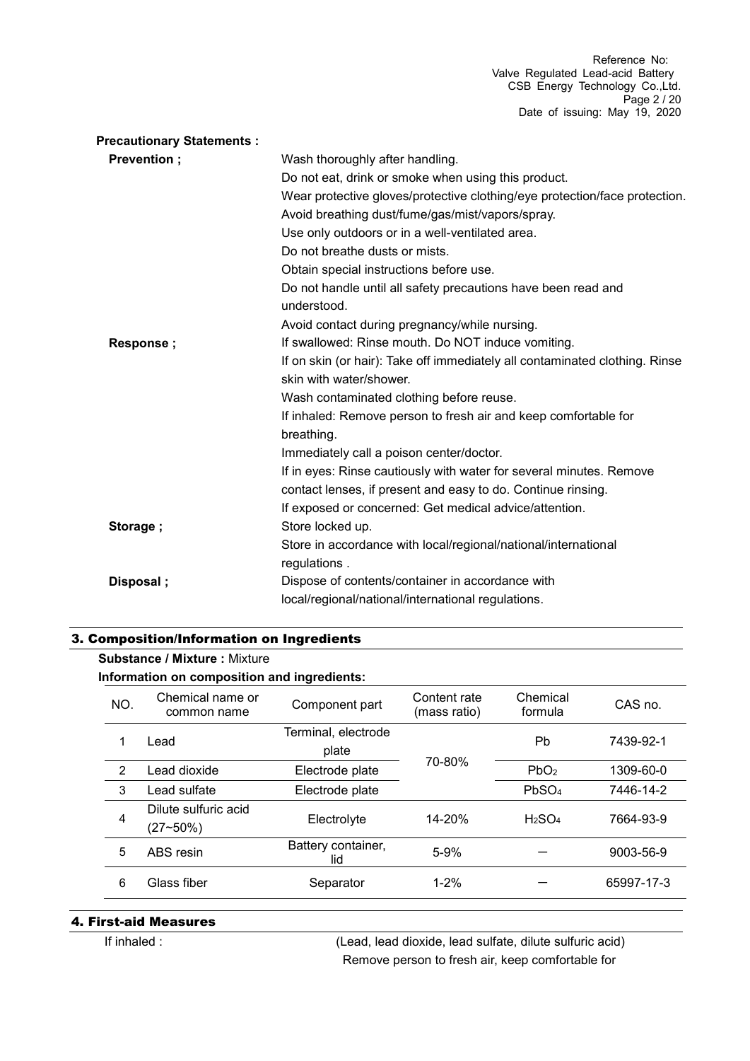**Precautionary Statements :**

**Prevention ;**

Wash thoroughly after handling.
Do not eat, drink or smoke when using this product.
Wear protective gloves/protective clothing/eye protection/face protection.
Avoid breathing dust/fume/gas/mist/vapors/spray.
Use only outdoors or in a well-ventilated area.
Do not breathe dusts or mists.
Obtain special instructions before use.
Do not handle until all safety precautions have been read and understood.
Avoid contact during pregnancy/while nursing.

**Response ;**

If swallowed: Rinse mouth. Do NOT induce vomiting.
If on skin (or hair): Take off immediately all contaminated clothing. Rinse skin with water/shower.
Wash contaminated clothing before reuse.
If inhaled: Remove person to fresh air and keep comfortable for breathing.
Immediately call a poison center/doctor.
If in eyes: Rinse cautiously with water for several minutes. Remove contact lenses, if present and easy to do. Continue rinsing.
If exposed or concerned: Get medical advice/attention.

**Storage ;**

Store locked up.
Store in accordance with local/regional/national/international regulations .

**Disposal ;**

Dispose of contents/container in accordance with local/regional/national/international regulations.

## 3. Composition/Information on Ingredients

**Substance / Mixture :** Mixture

**Information on composition and ingredients:**

| NO. | Chemical name or common name | Component part | Content rate (mass ratio) | Chemical formula | CAS no. |
|---|---|---|---|---|---|
| 1 | Lead | Terminal, electrode plate | 70-80% | Pb | 7439-92-1 |
| 2 | Lead dioxide | Electrode plate | | $PbO_2$ | 1309-60-0 |
| 3 | Lead sulfate | Electrode plate | | $PbSO_4$ | 7446-14-2 |
| 4 | Dilute sulfuric acid (27~50%) | Electrolyte | 14-20% | $H_2SO_4$ | 7664-93-9 |
| 5 | ABS resin | Battery container, lid | 5-9% | — | 9003-56-9 |
| 6 | Glass fiber | Separator | 1-2% | — | 65997-17-3 |

## 4. First-aid Measures

If inhaled : (Lead, lead dioxide, lead sulfate, dilute sulfuric acid)
Remove person to fresh air, keep comfortable for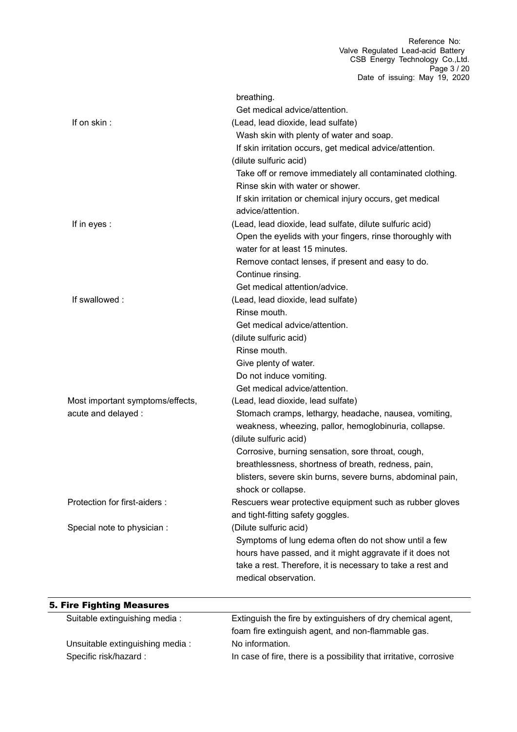breathing.
Get medical advice/attention.

If on skin :

(Lead, lead dioxide, lead sulfate)
Wash skin with plenty of water and soap.
If skin irritation occurs, get medical advice/attention.

(dilute sulfuric acid)
Take off or remove immediately all contaminated clothing.
Rinse skin with water or shower.
If skin irritation or chemical injury occurs, get medical advice/attention.

If in eyes :

(Lead, lead dioxide, lead sulfate, dilute sulfuric acid)
Open the eyelids with your fingers, rinse thoroughly with water for at least 15 minutes.
Remove contact lenses, if present and easy to do.
Continue rinsing.
Get medical attention/advice.

If swallowed :

(Lead, lead dioxide, lead sulfate)
Rinse mouth.
Get medical advice/attention.

(dilute sulfuric acid)
Rinse mouth.
Give plenty of water.
Do not induce vomiting.
Get medical advice/attention.

Most important symptoms/effects, acute and delayed :

(Lead, lead dioxide, lead sulfate)
Stomach cramps, lethargy, headache, nausea, vomiting, weakness, wheezing, pallor, hemoglobinuria, collapse.

(dilute sulfuric acid)
Corrosive, burning sensation, sore throat, cough, breathlessness, shortness of breath, redness, pain, blisters, severe skin burns, severe burns, abdominal pain, shock or collapse.

Protection for first-aiders :

Rescuers wear protective equipment such as rubber gloves and tight-fitting safety goggles.

Special note to physician :

(Dilute sulfuric acid)
Symptoms of lung edema often do not show until a few hours have passed, and it might aggravate if it does not take a rest. Therefore, it is necessary to take a rest and medical observation.

## 5. Fire Fighting Measures

Suitable extinguishing media :

Extinguish the fire by extinguishers of dry chemical agent, foam fire extinguish agent, and non-flammable gas.

Unsuitable extinguishing media :

No information.

Specific risk/hazard :

In case of fire, there is a possibility that irritative, corrosive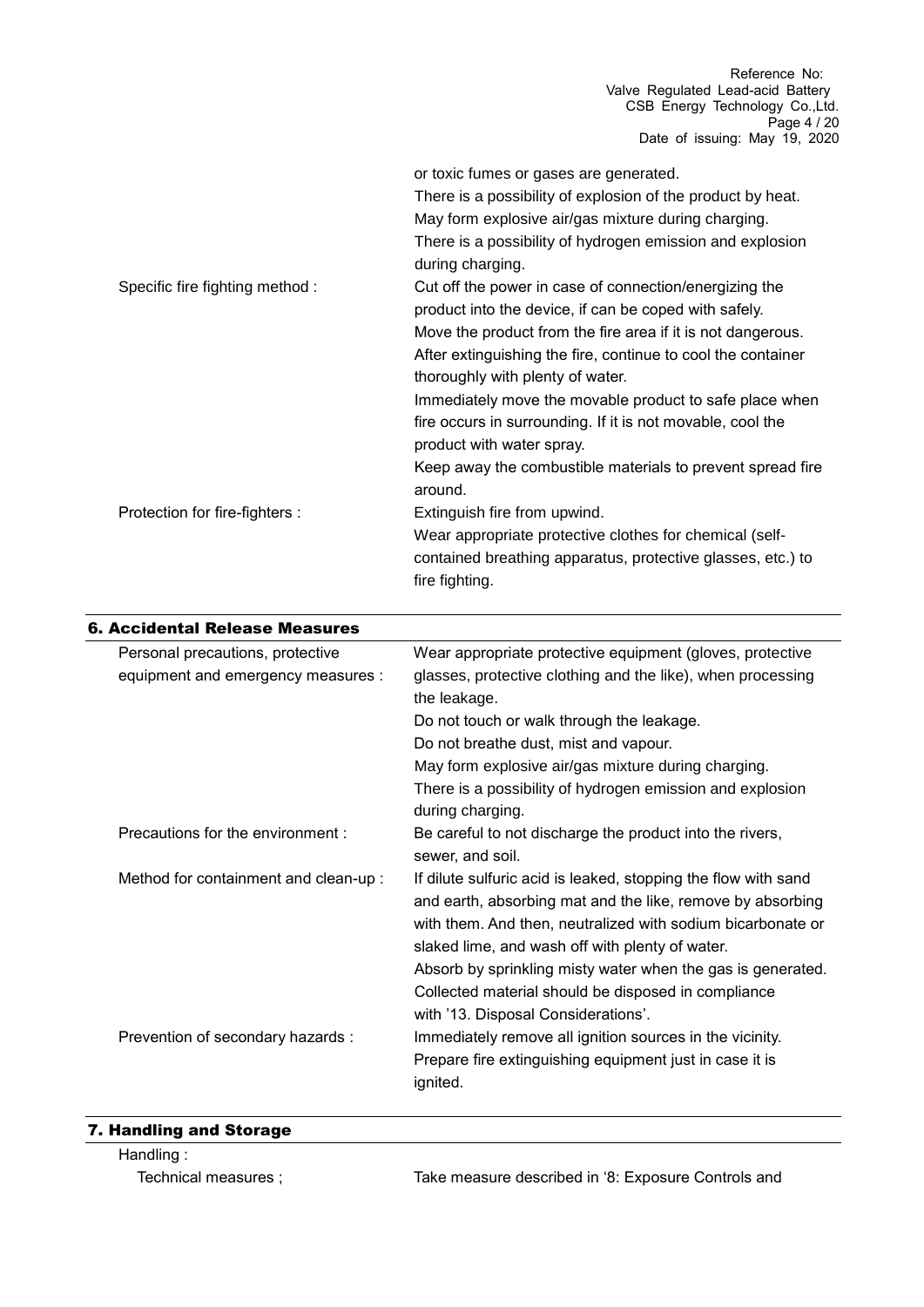or toxic fumes or gases are generated.
There is a possibility of explosion of the product by heat.
May form explosive air/gas mixture during charging.
There is a possibility of hydrogen emission and explosion during charging.

| | |
|---|---|
| Specific fire fighting method : | Cut off the power in case of connection/energizing the product into the device, if can be coped with safely. Move the product from the fire area if it is not dangerous. After extinguishing the fire, continue to cool the container thoroughly with plenty of water. Immediately move the movable product to safe place when fire occurs in surrounding. If it is not movable, cool the product with water spray. Keep away the combustible materials to prevent spread fire around. |
| Protection for fire-fighters : | Extinguish fire from upwind. Wear appropriate protective clothes for chemical (self-contained breathing apparatus, protective glasses, etc.) to fire fighting. |

## 6. Accidental Release Measures

| | |
|---|---|
| Personal precautions, protective equipment and emergency measures : | Wear appropriate protective equipment (gloves, protective glasses, protective clothing and the like), when processing the leakage. Do not touch or walk through the leakage. Do not breathe dust, mist and vapour. May form explosive air/gas mixture during charging. There is a possibility of hydrogen emission and explosion during charging. |
| Precautions for the environment : | Be careful to not discharge the product into the rivers, sewer, and soil. |
| Method for containment and clean-up : | If dilute sulfuric acid is leaked, stopping the flow with sand and earth, absorbing mat and the like, remove by absorbing with them. And then, neutralized with sodium bicarbonate or slaked lime, and wash off with plenty of water. Absorb by sprinkling misty water when the gas is generated. Collected material should be disposed in compliance with '13. Disposal Considerations'. |
| Prevention of secondary hazards : | Immediately remove all ignition sources in the vicinity. Prepare fire extinguishing equipment just in case it is ignited. |

## 7. Handling and Storage

Handling :

| | |
|---|---|
| Technical measures ; | Take measure described in '8: Exposure Controls and |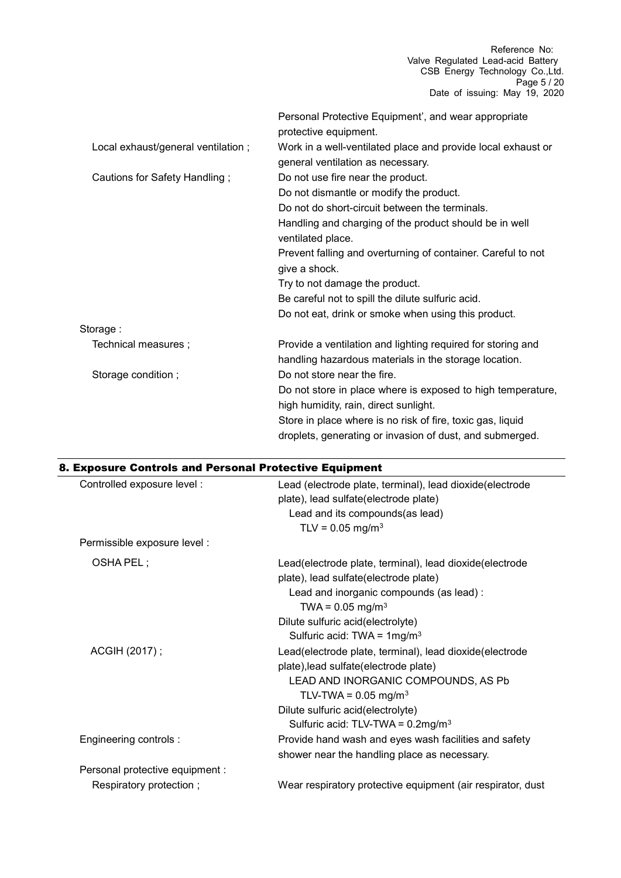Personal Protective Equipment', and wear appropriate protective equipment.

Local exhaust/general ventilation ; Work in a well-ventilated place and provide local exhaust or general ventilation as necessary.

Cautions for Safety Handling ;
- Do not use fire near the product.
- Do not dismantle or modify the product.
- Do not do short-circuit between the terminals.
- Handling and charging of the product should be in well ventilated place.
- Prevent falling and overturning of container. Careful to not give a shock.
- Try to not damage the product.
- Be careful not to spill the dilute sulfuric acid.
- Do not eat, drink or smoke when using this product.

Storage :

Technical measures ; Provide a ventilation and lighting required for storing and handling hazardous materials in the storage location.

Storage condition ;
- Do not store near the fire.
- Do not store in place where is exposed to high temperature, high humidity, rain, direct sunlight.
- Store in place where is no risk of fire, toxic gas, liquid droplets, generating or invasion of dust, and submerged.

## 8. Exposure Controls and Personal Protective Equipment

Controlled exposure level : Lead (electrode plate, terminal), lead dioxide(electrode plate), lead sulfate(electrode plate)

Lead and its compounds(as lead)

TLV = 0.05 mg/m$^3$

Permissible exposure level :

OSHA PEL ; Lead(electrode plate, terminal), lead dioxide(electrode plate), lead sulfate(electrode plate)

Lead and inorganic compounds (as lead) :

TWA = 0.05 mg/m$^3$

Dilute sulfuric acid(electrolyte)

Sulfuric acid: TWA = 1mg/m$^3$

ACGIH (2017) ; Lead(electrode plate, terminal), lead dioxide(electrode plate),lead sulfate(electrode plate)

LEAD AND INORGANIC COMPOUNDS, AS Pb

TLV-TWA = 0.05 mg/m$^3$

Dilute sulfuric acid(electrolyte)

Sulfuric acid: TLV-TWA = 0.2mg/m$^3$

Engineering controls : Provide hand wash and eyes wash facilities and safety shower near the handling place as necessary.

Personal protective equipment :

Respiratory protection ; Wear respiratory protective equipment (air respirator, dust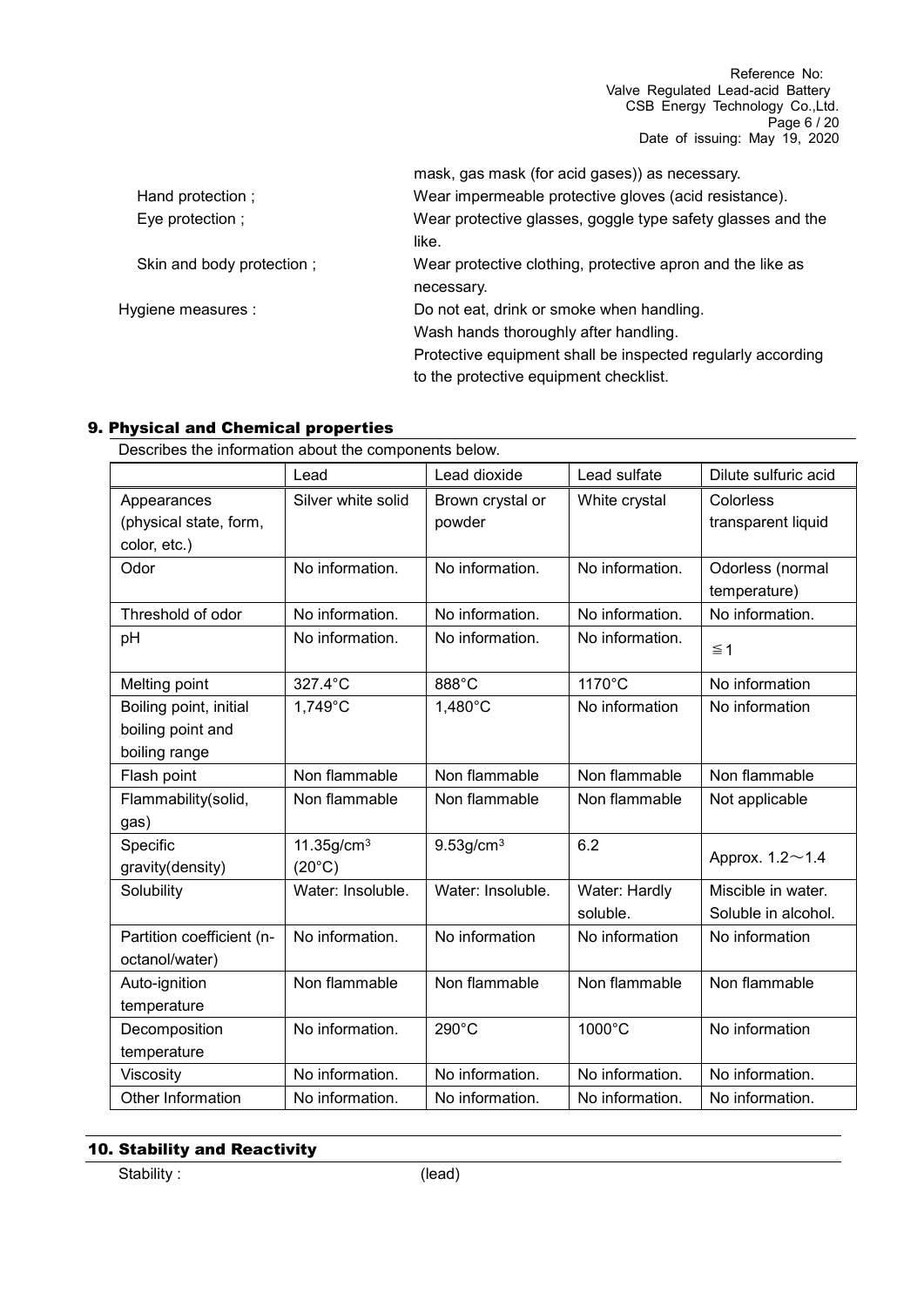mask, gas mask (for acid gases)) as necessary.

Hand protection ; Wear impermeable protective gloves (acid resistance).

Eye protection ; Wear protective glasses, goggle type safety glasses and the like.

Skin and body protection ; Wear protective clothing, protective apron and the like as necessary.

Hygiene measures : Do not eat, drink or smoke when handling.
Wash hands thoroughly after handling.
Protective equipment shall be inspected regularly according to the protective equipment checklist.

## 9. Physical and Chemical properties

Describes the information about the components below.

| | Lead | Lead dioxide | Lead sulfate | Dilute sulfuric acid |
|---|---|---|---|---|
| Appearances (physical state, form, color, etc.) | Silver white solid | Brown crystal or powder | White crystal | Colorless transparent liquid |
| Odor | No information. | No information. | No information. | Odorless (normal temperature) |
| Threshold of odor | No information. | No information. | No information. | No information. |
| pH | No information. | No information. | No information. | ≦1 |
| Melting point | 327.4°C | 888°C | 1170°C | No information |
| Boiling point, initial boiling point and boiling range | 1,749°C | 1,480°C | No information | No information |
| Flash point | Non flammable | Non flammable | Non flammable | Non flammable |
| Flammability(solid, gas) | Non flammable | Non flammable | Non flammable | Not applicable |
| Specific gravity(density) | 11.35g/cm$^3$ (20°C) | 9.53g/cm$^3$ | 6.2 | Approx. 1.2～1.4 |
| Solubility | Water: Insoluble. | Water: Insoluble. | Water: Hardly soluble. | Miscible in water. Soluble in alcohol. |
| Partition coefficient (n-octanol/water) | No information. | No information | No information | No information |
| Auto-ignition temperature | Non flammable | Non flammable | Non flammable | Non flammable |
| Decomposition temperature | No information. | 290°C | 1000°C | No information |
| Viscosity | No information. | No information. | No information. | No information. |
| Other Information | No information. | No information. | No information. | No information. |

## 10. Stability and Reactivity

Stability : (lead)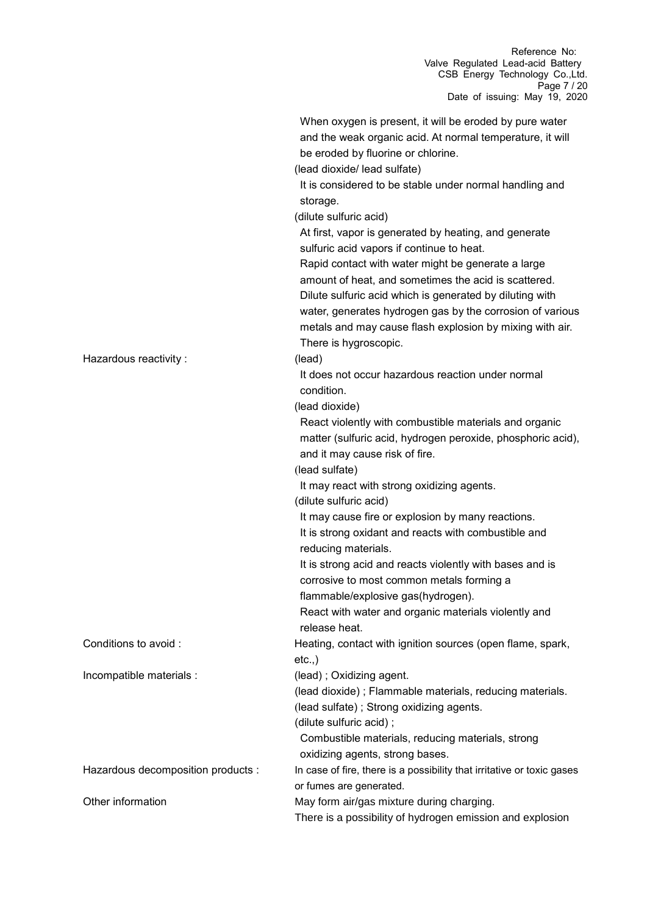When oxygen is present, it will be eroded by pure water and the weak organic acid. At normal temperature, it will be eroded by fluorine or chlorine.

(lead dioxide/ lead sulfate)

It is considered to be stable under normal handling and storage.

(dilute sulfuric acid)

At first, vapor is generated by heating, and generate sulfuric acid vapors if continue to heat.

Rapid contact with water might be generate a large amount of heat, and sometimes the acid is scattered.

Dilute sulfuric acid which is generated by diluting with water, generates hydrogen gas by the corrosion of various metals and may cause flash explosion by mixing with air.

There is hygroscopic.

**Hazardous reactivity :**

(lead)

It does not occur hazardous reaction under normal condition.

(lead dioxide)

React violently with combustible materials and organic matter (sulfuric acid, hydrogen peroxide, phosphoric acid), and it may cause risk of fire.

(lead sulfate)

It may react with strong oxidizing agents.

(dilute sulfuric acid)

It may cause fire or explosion by many reactions.

It is strong oxidant and reacts with combustible and reducing materials.

It is strong acid and reacts violently with bases and is corrosive to most common metals forming a flammable/explosive gas(hydrogen).

React with water and organic materials violently and release heat.

**Conditions to avoid :** Heating, contact with ignition sources (open flame, spark, etc.,)

**Incompatible materials :**

(lead) ; Oxidizing agent.

(lead dioxide) ; Flammable materials, reducing materials.

(lead sulfate) ; Strong oxidizing agents.

(dilute sulfuric acid) ;

Combustible materials, reducing materials, strong oxidizing agents, strong bases.

**Hazardous decomposition products :** In case of fire, there is a possibility that irritative or toxic gases or fumes are generated.

**Other information** May form air/gas mixture during charging.

There is a possibility of hydrogen emission and explosion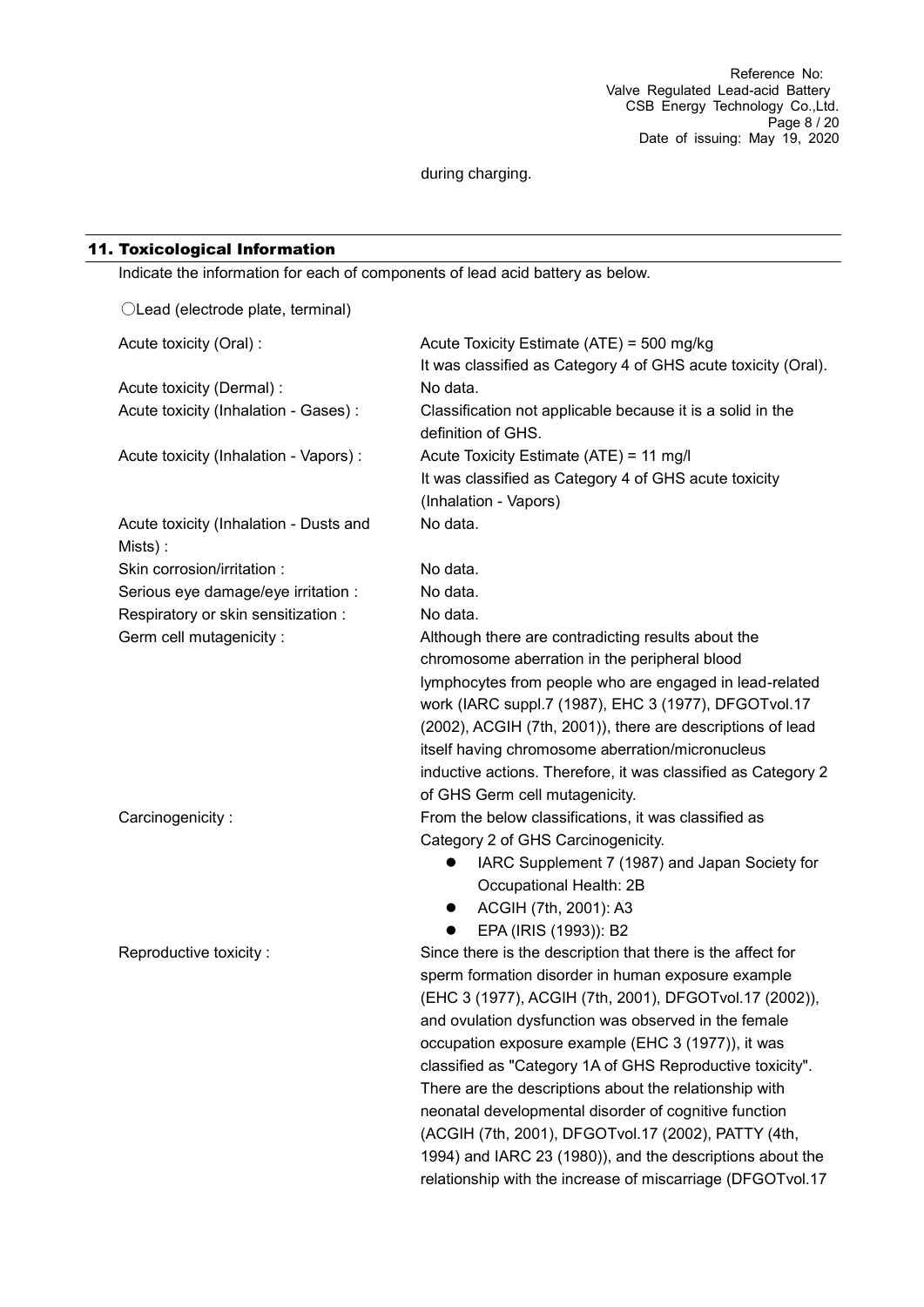during charging.

## 11. Toxicological Information

Indicate the information for each of components of lead acid battery as below.

○Lead (electrode plate, terminal)

| | |
|---|---|
| Acute toxicity (Oral) : | Acute Toxicity Estimate (ATE) = 500 mg/kg<br>It was classified as Category 4 of GHS acute toxicity (Oral). |
| Acute toxicity (Dermal) : | No data. |
| Acute toxicity (Inhalation - Gases) : | Classification not applicable because it is a solid in the definition of GHS. |
| Acute toxicity (Inhalation - Vapors) : | Acute Toxicity Estimate (ATE) = 11 mg/l<br>It was classified as Category 4 of GHS acute toxicity (Inhalation - Vapors) |
| Acute toxicity (Inhalation - Dusts and Mists) : | No data. |
| Skin corrosion/irritation : | No data. |
| Serious eye damage/eye irritation : | No data. |
| Respiratory or skin sensitization : | No data. |
| Germ cell mutagenicity : | Although there are contradicting results about the chromosome aberration in the peripheral blood lymphocytes from people who are engaged in lead-related work (IARC suppl.7 (1987), EHC 3 (1977), DFGOTvol.17 (2002), ACGIH (7th, 2001)), there are descriptions of lead itself having chromosome aberration/micronucleus inductive actions. Therefore, it was classified as Category 2 of GHS Germ cell mutagenicity. |
| Carcinogenicity : | From the below classifications, it was classified as Category 2 of GHS Carcinogenicity.<br>● IARC Supplement 7 (1987) and Japan Society for Occupational Health: 2B<br>● ACGIH (7th, 2001): A3<br>● EPA (IRIS (1993)): B2 |
| Reproductive toxicity : | Since there is the description that there is the affect for sperm formation disorder in human exposure example (EHC 3 (1977), ACGIH (7th, 2001), DFGOTvol.17 (2002)), and ovulation dysfunction was observed in the female occupation exposure example (EHC 3 (1977)), it was classified as "Category 1A of GHS Reproductive toxicity". There are the descriptions about the relationship with neonatal developmental disorder of cognitive function (ACGIH (7th, 2001), DFGOTvol.17 (2002), PATTY (4th, 1994) and IARC 23 (1980)), and the descriptions about the relationship with the increase of miscarriage (DFGOTvol.17 |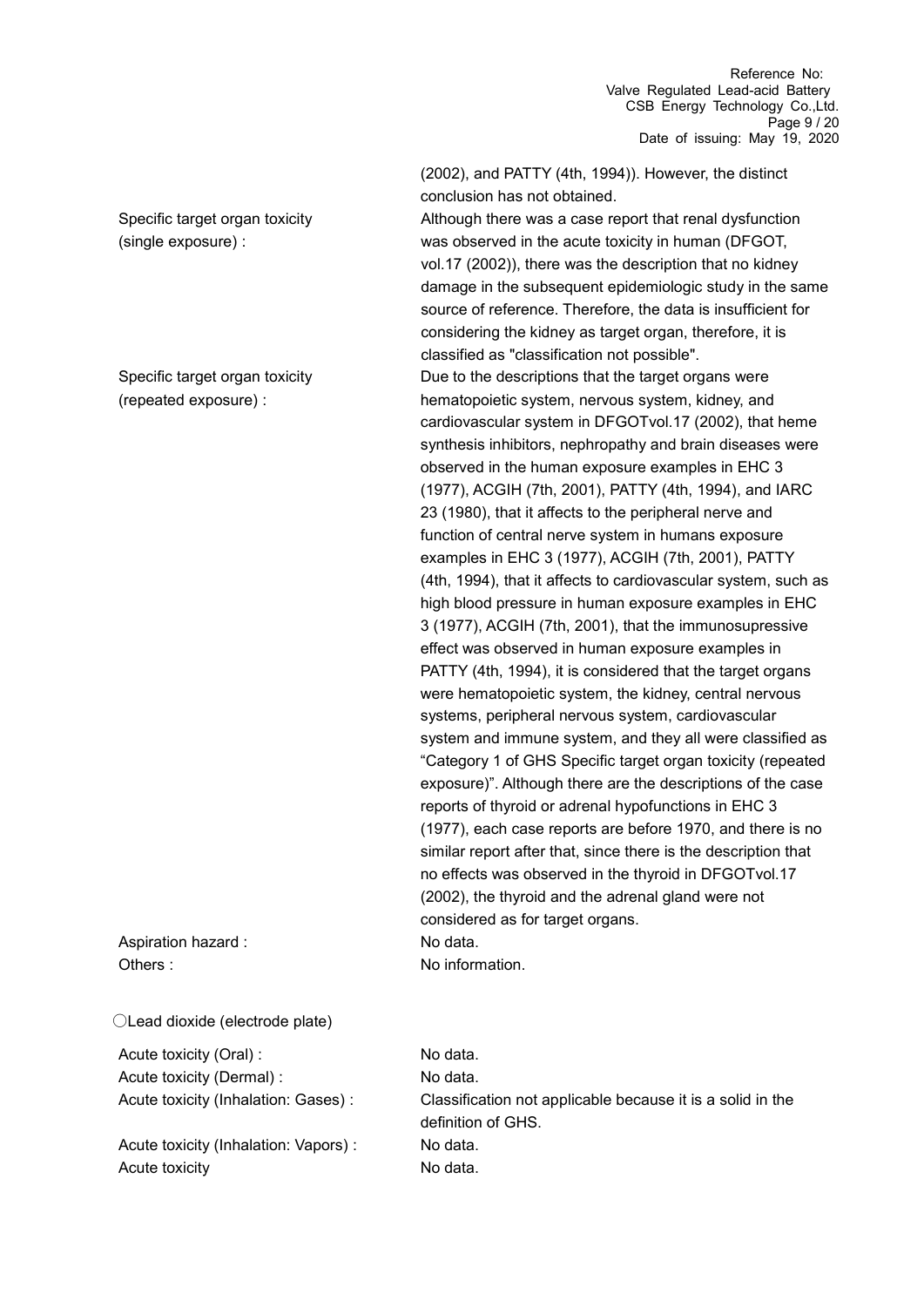(2002), and PATTY (4th, 1994)). However, the distinct conclusion has not obtained.

Specific target organ toxicity (single exposure) : Although there was a case report that renal dysfunction was observed in the acute toxicity in human (DFGOT, vol.17 (2002)), there was the description that no kidney damage in the subsequent epidemiologic study in the same source of reference. Therefore, the data is insufficient for considering the kidney as target organ, therefore, it is classified as "classification not possible".

Specific target organ toxicity (repeated exposure) : Due to the descriptions that the target organs were hematopoietic system, nervous system, kidney, and cardiovascular system in DFGOTvol.17 (2002), that heme synthesis inhibitors, nephropathy and brain diseases were observed in the human exposure examples in EHC 3 (1977), ACGIH (7th, 2001), PATTY (4th, 1994), and IARC 23 (1980), that it affects to the peripheral nerve and function of central nerve system in humans exposure examples in EHC 3 (1977), ACGIH (7th, 2001), PATTY (4th, 1994), that it affects to cardiovascular system, such as high blood pressure in human exposure examples in EHC 3 (1977), ACGIH (7th, 2001), that the immunosupressive effect was observed in human exposure examples in PATTY (4th, 1994), it is considered that the target organs were hematopoietic system, the kidney, central nervous systems, peripheral nervous system, cardiovascular system and immune system, and they all were classified as “Category 1 of GHS Specific target organ toxicity (repeated exposure)”. Although there are the descriptions of the case reports of thyroid or adrenal hypofunctions in EHC 3 (1977), each case reports are before 1970, and there is no similar report after that, since there is the description that no effects was observed in the thyroid in DFGOTvol.17 (2002), the thyroid and the adrenal gland were not considered as for target organs.

Aspiration hazard : No data.

Others : No information.

○Lead dioxide (electrode plate)

Acute toxicity (Oral) : No data.

Acute toxicity (Dermal) : No data.

Acute toxicity (Inhalation: Gases) : Classification not applicable because it is a solid in the definition of GHS.

Acute toxicity (Inhalation: Vapors) : No data.

Acute toxicity No data.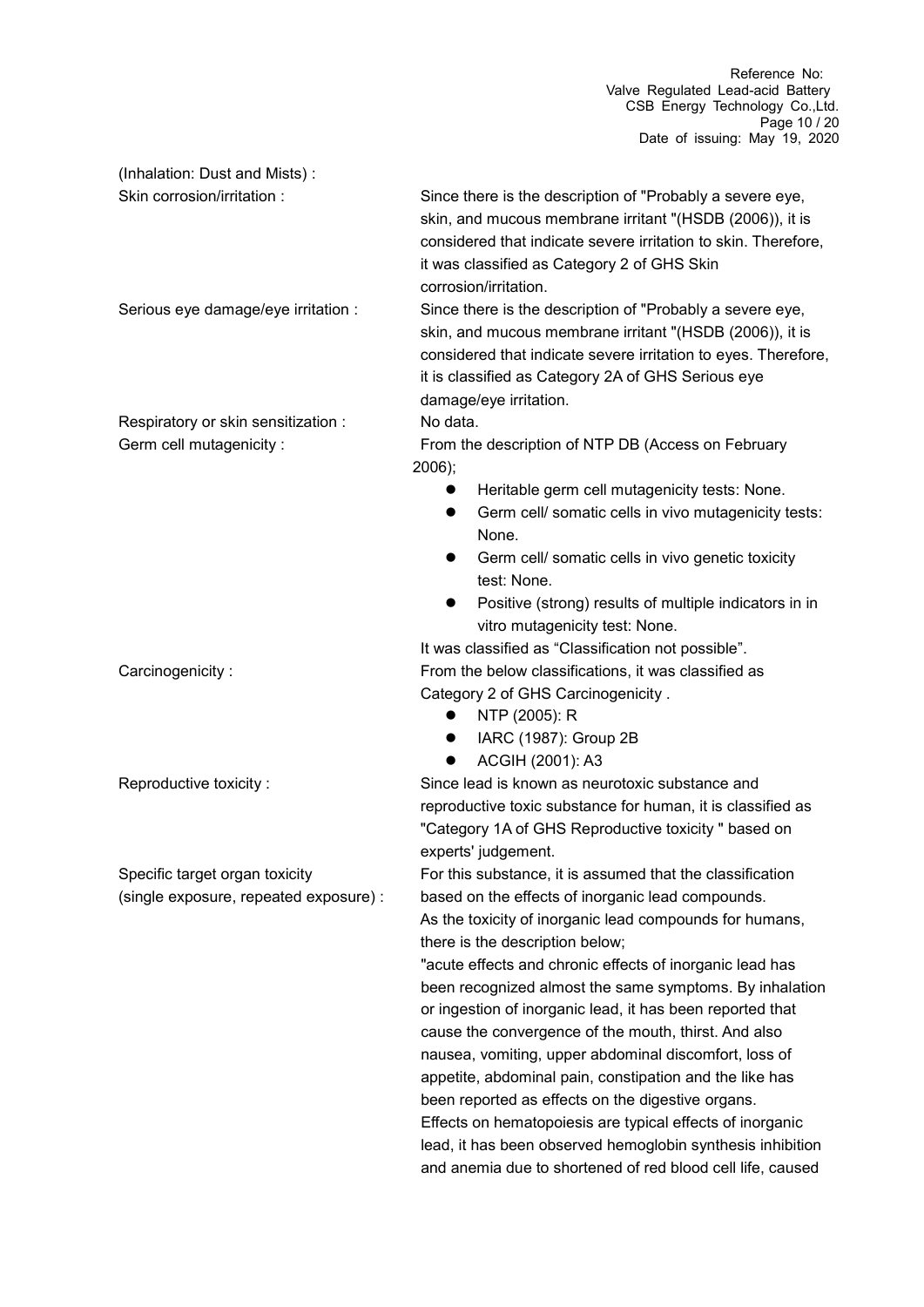(Inhalation: Dust and Mists) :

**Skin corrosion/irritation :** Since there is the description of "Probably a severe eye, skin, and mucous membrane irritant "(HSDB (2006)), it is considered that indicate severe irritation to skin. Therefore, it was classified as Category 2 of GHS Skin corrosion/irritation.

**Serious eye damage/eye irritation :** Since there is the description of "Probably a severe eye, skin, and mucous membrane irritant "(HSDB (2006)), it is considered that indicate severe irritation to eyes. Therefore, it is classified as Category 2A of GHS Serious eye damage/eye irritation.

**Respiratory or skin sensitization :** No data.

**Germ cell mutagenicity :** From the description of NTP DB (Access on February 2006);

- Heritable germ cell mutagenicity tests: None.
- Germ cell/ somatic cells in vivo mutagenicity tests: None.
- Germ cell/ somatic cells in vivo genetic toxicity test: None.
- Positive (strong) results of multiple indicators in in vitro mutagenicity test: None.

It was classified as “Classification not possible”.

**Carcinogenicity :** From the below classifications, it was classified as Category 2 of GHS Carcinogenicity .

- NTP (2005): R
- IARC (1987): Group 2B
- ACGIH (2001): A3

**Reproductive toxicity :** Since lead is known as neurotoxic substance and reproductive toxic substance for human, it is classified as "Category 1A of GHS Reproductive toxicity " based on experts' judgement.

**Specific target organ toxicity (single exposure, repeated exposure) :** For this substance, it is assumed that the classification based on the effects of inorganic lead compounds.
As the toxicity of inorganic lead compounds for humans, there is the description below;
"acute effects and chronic effects of inorganic lead has been recognized almost the same symptoms. By inhalation or ingestion of inorganic lead, it has been reported that cause the convergence of the mouth, thirst. And also nausea, vomiting, upper abdominal discomfort, loss of appetite, abdominal pain, constipation and the like has been reported as effects on the digestive organs.
Effects on hematopoiesis are typical effects of inorganic lead, it has been observed hemoglobin synthesis inhibition and anemia due to shortened of red blood cell life, caused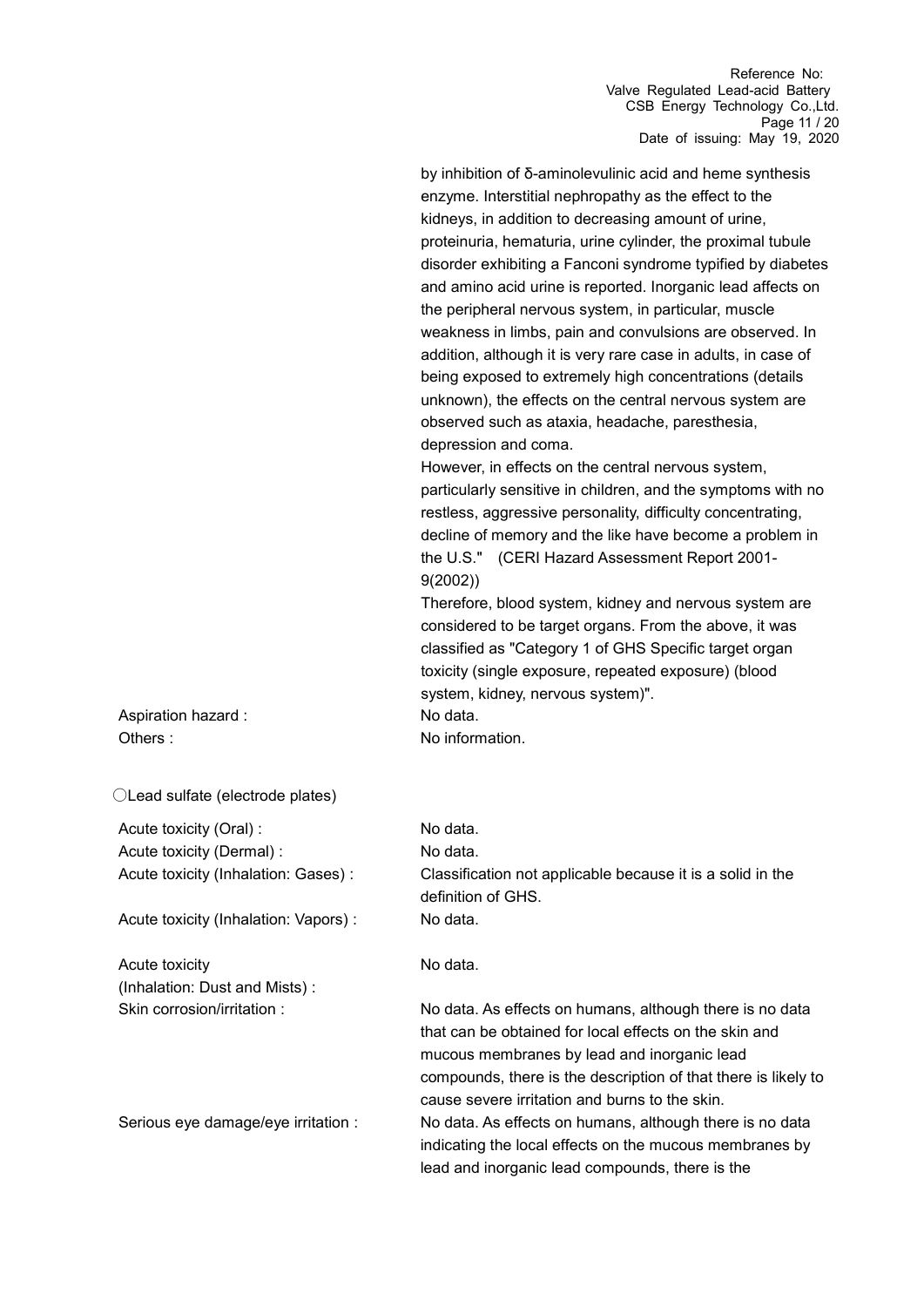by inhibition of δ-aminolevulinic acid and heme synthesis enzyme. Interstitial nephropathy as the effect to the kidneys, in addition to decreasing amount of urine, proteinuria, hematuria, urine cylinder, the proximal tubule disorder exhibiting a Fanconi syndrome typified by diabetes and amino acid urine is reported. Inorganic lead affects on the peripheral nervous system, in particular, muscle weakness in limbs, pain and convulsions are observed. In addition, although it is very rare case in adults, in case of being exposed to extremely high concentrations (details unknown), the effects on the central nervous system are observed such as ataxia, headache, paresthesia, depression and coma.
However, in effects on the central nervous system, particularly sensitive in children, and the symptoms with no restless, aggressive personality, difficulty concentrating, decline of memory and the like have become a problem in the U.S." (CERI Hazard Assessment Report 2001-9(2002))
Therefore, blood system, kidney and nervous system are considered to be target organs. From the above, it was classified as "Category 1 of GHS Specific target organ toxicity (single exposure, repeated exposure) (blood system, kidney, nervous system)".

Aspiration hazard : No data.

Others : No information.

○Lead sulfate (electrode plates)

Acute toxicity (Oral) : No data.

Acute toxicity (Dermal) : No data.

Acute toxicity (Inhalation: Gases) : Classification not applicable because it is a solid in the definition of GHS.

Acute toxicity (Inhalation: Vapors) : No data.

Acute toxicity (Inhalation: Dust and Mists) : No data.

Skin corrosion/irritation : No data. As effects on humans, although there is no data that can be obtained for local effects on the skin and mucous membranes by lead and inorganic lead compounds, there is the description of that there is likely to cause severe irritation and burns to the skin.

Serious eye damage/eye irritation : No data. As effects on humans, although there is no data indicating the local effects on the mucous membranes by lead and inorganic lead compounds, there is the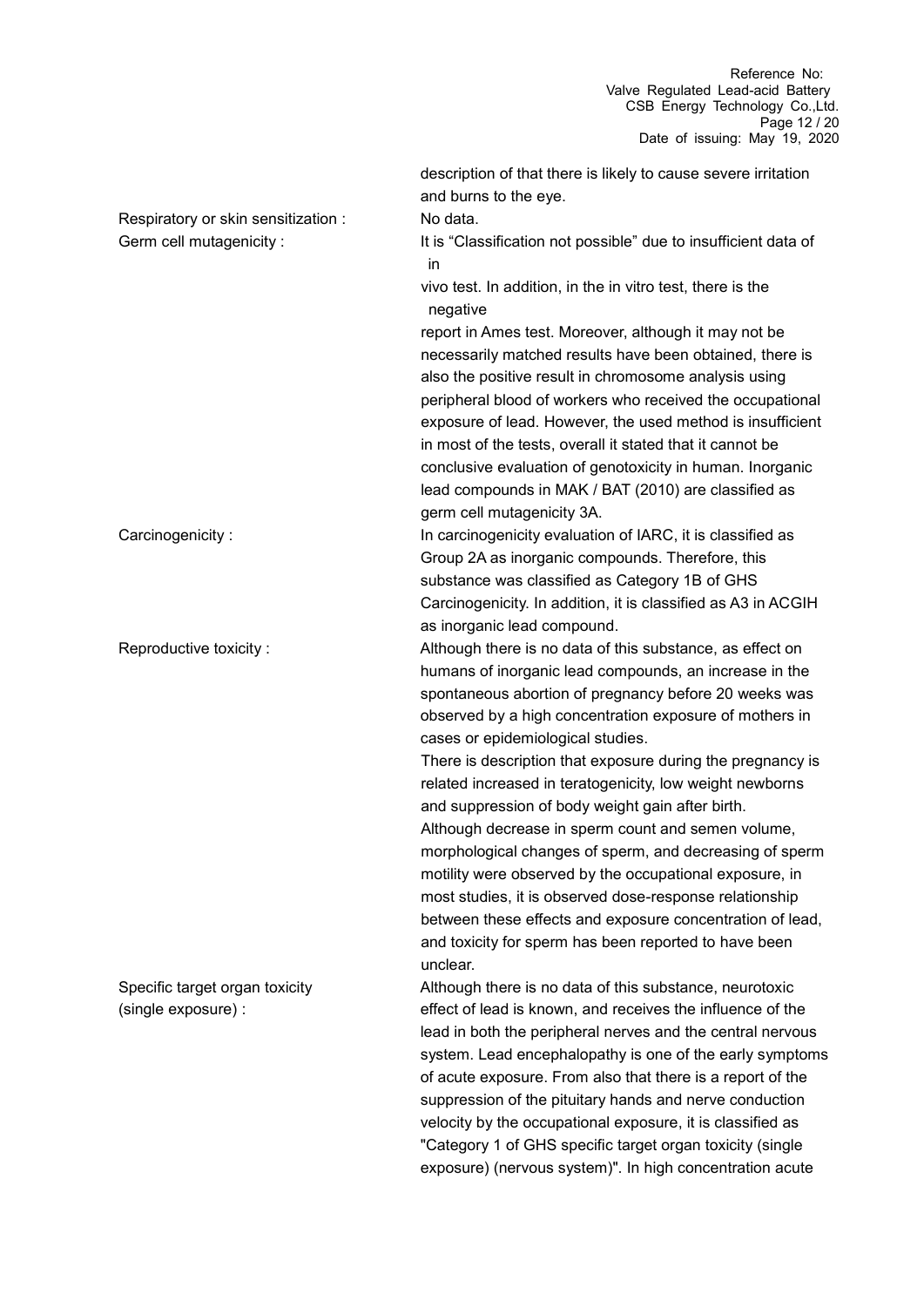description of that there is likely to cause severe irritation and burns to the eye.

Respiratory or skin sensitization : No data.

Germ cell mutagenicity : It is “Classification not possible” due to insufficient data of in vivo test. In addition, in the in vitro test, there is the negative report in Ames test. Moreover, although it may not be necessarily matched results have been obtained, there is also the positive result in chromosome analysis using peripheral blood of workers who received the occupational exposure of lead. However, the used method is insufficient in most of the tests, overall it stated that it cannot be conclusive evaluation of genotoxicity in human. Inorganic lead compounds in MAK / BAT (2010) are classified as germ cell mutagenicity 3A.

Carcinogenicity : In carcinogenicity evaluation of IARC, it is classified as Group 2A as inorganic compounds. Therefore, this substance was classified as Category 1B of GHS Carcinogenicity. In addition, it is classified as A3 in ACGIH as inorganic lead compound.

Reproductive toxicity : Although there is no data of this substance, as effect on humans of inorganic lead compounds, an increase in the spontaneous abortion of pregnancy before 20 weeks was observed by a high concentration exposure of mothers in cases or epidemiological studies.
There is description that exposure during the pregnancy is related increased in teratogenicity, low weight newborns and suppression of body weight gain after birth.
Although decrease in sperm count and semen volume, morphological changes of sperm, and decreasing of sperm motility were observed by the occupational exposure, in most studies, it is observed dose-response relationship between these effects and exposure concentration of lead, and toxicity for sperm has been reported to have been unclear.

Specific target organ toxicity (single exposure) : Although there is no data of this substance, neurotoxic effect of lead is known, and receives the influence of the lead in both the peripheral nerves and the central nervous system. Lead encephalopathy is one of the early symptoms of acute exposure. From also that there is a report of the suppression of the pituitary hands and nerve conduction velocity by the occupational exposure, it is classified as "Category 1 of GHS specific target organ toxicity (single exposure) (nervous system)". In high concentration acute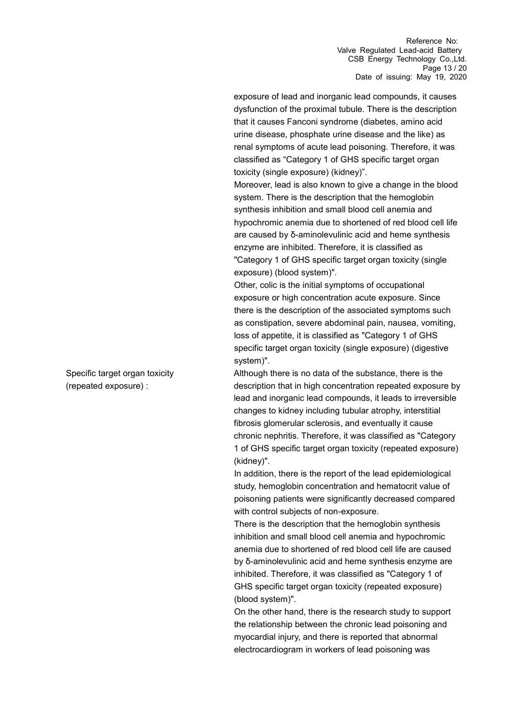exposure of lead and inorganic lead compounds, it causes dysfunction of the proximal tubule. There is the description that it causes Fanconi syndrome (diabetes, amino acid urine disease, phosphate urine disease and the like) as renal symptoms of acute lead poisoning. Therefore, it was classified as “Category 1 of GHS specific target organ toxicity (single exposure) (kidney)”.

Moreover, lead is also known to give a change in the blood system. There is the description that the hemoglobin synthesis inhibition and small blood cell anemia and hypochromic anemia due to shortened of red blood cell life are caused by δ-aminolevulinic acid and heme synthesis enzyme are inhibited. Therefore, it is classified as "Category 1 of GHS specific target organ toxicity (single exposure) (blood system)".

Other, colic is the initial symptoms of occupational exposure or high concentration acute exposure. Since there is the description of the associated symptoms such as constipation, severe abdominal pain, nausea, vomiting, loss of appetite, it is classified as "Category 1 of GHS specific target organ toxicity (single exposure) (digestive system)".

Specific target organ toxicity (repeated exposure) : Although there is no data of the substance, there is the description that in high concentration repeated exposure by lead and inorganic lead compounds, it leads to irreversible changes to kidney including tubular atrophy, interstitial fibrosis glomerular sclerosis, and eventually it cause chronic nephritis. Therefore, it was classified as "Category 1 of GHS specific target organ toxicity (repeated exposure) (kidney)".

In addition, there is the report of the lead epidemiological study, hemoglobin concentration and hematocrit value of poisoning patients were significantly decreased compared with control subjects of non-exposure.

There is the description that the hemoglobin synthesis inhibition and small blood cell anemia and hypochromic anemia due to shortened of red blood cell life are caused by δ-aminolevulinic acid and heme synthesis enzyme are inhibited. Therefore, it was classified as "Category 1 of GHS specific target organ toxicity (repeated exposure) (blood system)".

On the other hand, there is the research study to support the relationship between the chronic lead poisoning and myocardial injury, and there is reported that abnormal electrocardiogram in workers of lead poisoning was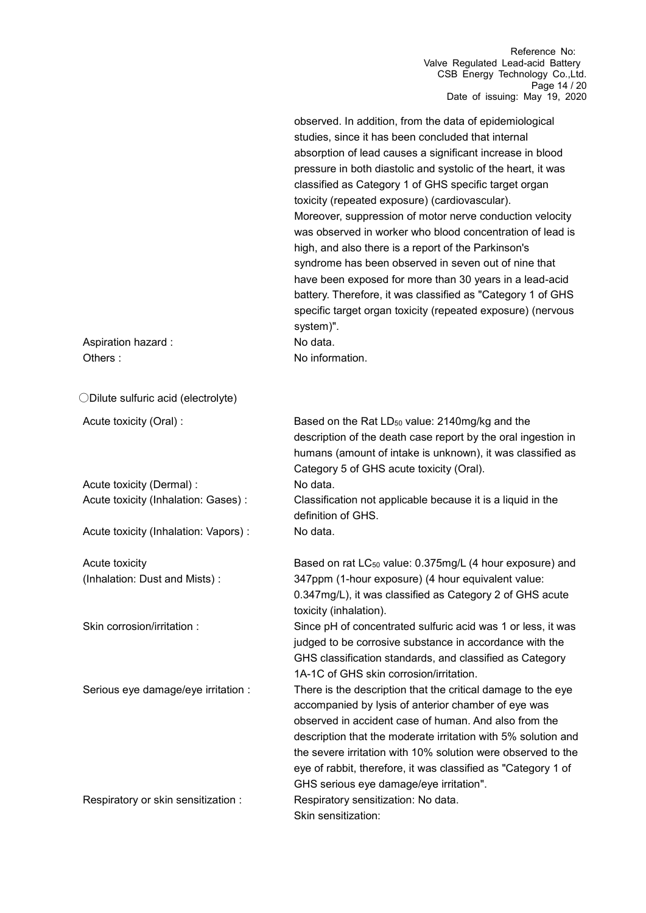observed. In addition, from the data of epidemiological studies, since it has been concluded that internal absorption of lead causes a significant increase in blood pressure in both diastolic and systolic of the heart, it was classified as Category 1 of GHS specific target organ toxicity (repeated exposure) (cardiovascular).
Moreover, suppression of motor nerve conduction velocity was observed in worker who blood concentration of lead is high, and also there is a report of the Parkinson's syndrome has been observed in seven out of nine that have been exposed for more than 30 years in a lead-acid battery. Therefore, it was classified as "Category 1 of GHS specific target organ toxicity (repeated exposure) (nervous system)".

Aspiration hazard : No data.

Others : No information.

○Dilute sulfuric acid (electrolyte)

Acute toxicity (Oral) : Based on the Rat $LD_{50}$ value: 2140mg/kg and the description of the death case report by the oral ingestion in humans (amount of intake is unknown), it was classified as Category 5 of GHS acute toxicity (Oral).

Acute toxicity (Dermal) : No data.

Acute toxicity (Inhalation: Gases) : Classification not applicable because it is a liquid in the definition of GHS.

Acute toxicity (Inhalation: Vapors) : No data.

Acute toxicity (Inhalation: Dust and Mists) : Based on rat $LC_{50}$ value: 0.375mg/L (4 hour exposure) and 347ppm (1-hour exposure) (4 hour equivalent value: 0.347mg/L), it was classified as Category 2 of GHS acute toxicity (inhalation).

Skin corrosion/irritation : Since pH of concentrated sulfuric acid was 1 or less, it was judged to be corrosive substance in accordance with the GHS classification standards, and classified as Category 1A-1C of GHS skin corrosion/irritation.

Serious eye damage/eye irritation : There is the description that the critical damage to the eye accompanied by lysis of anterior chamber of eye was observed in accident case of human. And also from the description that the moderate irritation with 5% solution and the severe irritation with 10% solution were observed to the eye of rabbit, therefore, it was classified as "Category 1 of GHS serious eye damage/eye irritation".

Respiratory or skin sensitization : Respiratory sensitization: No data.
Skin sensitization: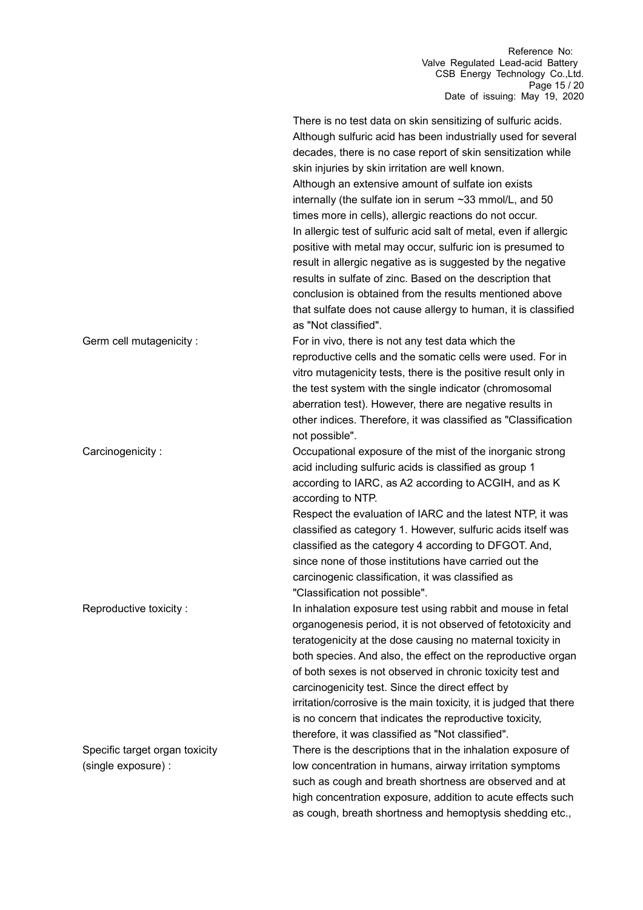There is no test data on skin sensitizing of sulfuric acids. Although sulfuric acid has been industrially used for several decades, there is no case report of skin sensitization while skin injuries by skin irritation are well known. Although an extensive amount of sulfate ion exists internally (the sulfate ion in serum ~33 mmol/L, and 50 times more in cells), allergic reactions do not occur. In allergic test of sulfuric acid salt of metal, even if allergic positive with metal may occur, sulfuric ion is presumed to result in allergic negative as is suggested by the negative results in sulfate of zinc. Based on the description that conclusion is obtained from the results mentioned above that sulfate does not cause allergy to human, it is classified as "Not classified".

**Germ cell mutagenicity :** For in vivo, there is not any test data which the reproductive cells and the somatic cells were used. For in vitro mutagenicity tests, there is the positive result only in the test system with the single indicator (chromosomal aberration test). However, there are negative results in other indices. Therefore, it was classified as "Classification not possible".

**Carcinogenicity :** Occupational exposure of the mist of the inorganic strong acid including sulfuric acids is classified as group 1 according to IARC, as A2 according to ACGIH, and as K according to NTP.
Respect the evaluation of IARC and the latest NTP, it was classified as category 1. However, sulfuric acids itself was classified as the category 4 according to DFGOT. And, since none of those institutions have carried out the carcinogenic classification, it was classified as "Classification not possible".

**Reproductive toxicity :** In inhalation exposure test using rabbit and mouse in fetal organogenesis period, it is not observed of fetotoxicity and teratogenicity at the dose causing no maternal toxicity in both species. And also, the effect on the reproductive organ of both sexes is not observed in chronic toxicity test and carcinogenicity test. Since the direct effect by irritation/corrosive is the main toxicity, it is judged that there is no concern that indicates the reproductive toxicity, therefore, it was classified as "Not classified".

**Specific target organ toxicity (single exposure) :** There is the descriptions that in the inhalation exposure of low concentration in humans, airway irritation symptoms such as cough and breath shortness are observed and at high concentration exposure, addition to acute effects such as cough, breath shortness and hemoptysis shedding etc.,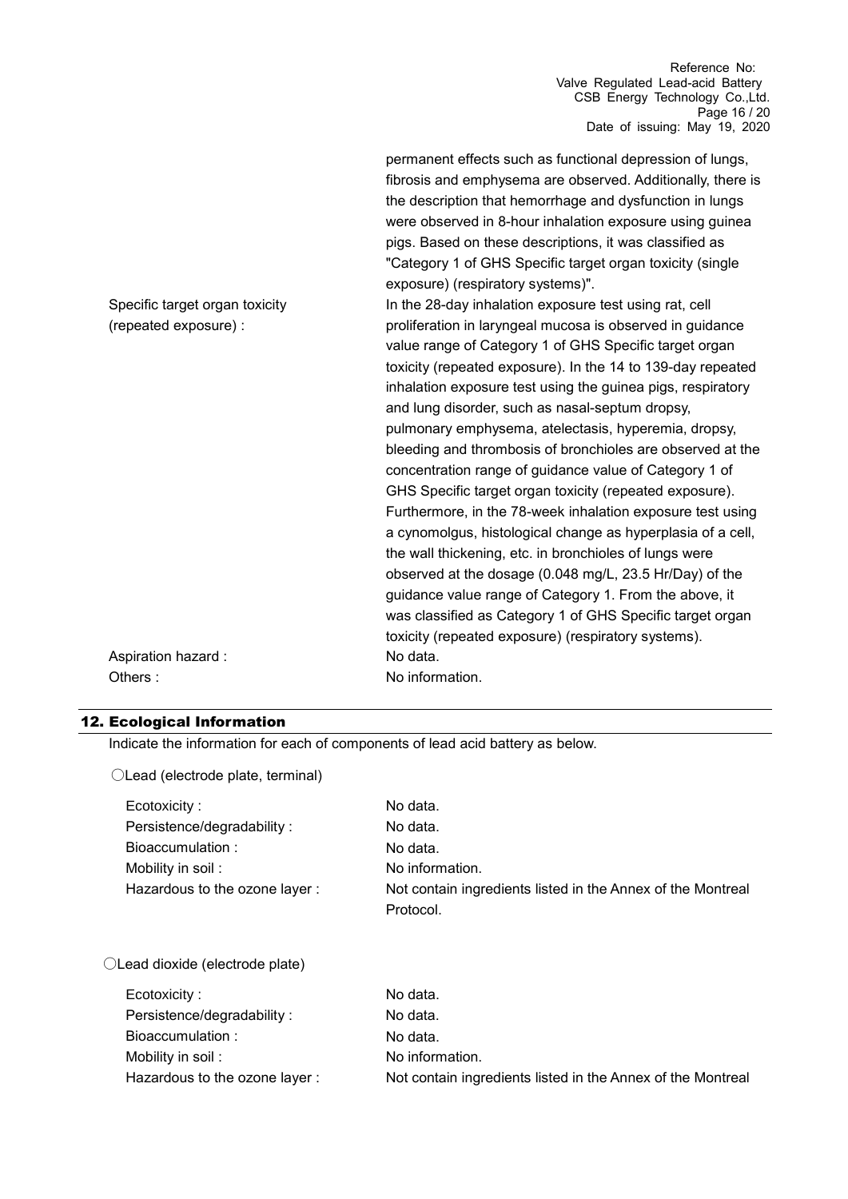permanent effects such as functional depression of lungs, fibrosis and emphysema are observed. Additionally, there is the description that hemorrhage and dysfunction in lungs were observed in 8-hour inhalation exposure using guinea pigs. Based on these descriptions, it was classified as "Category 1 of GHS Specific target organ toxicity (single exposure) (respiratory systems)".

Specific target organ toxicity (repeated exposure) : In the 28-day inhalation exposure test using rat, cell proliferation in laryngeal mucosa is observed in guidance value range of Category 1 of GHS Specific target organ toxicity (repeated exposure). In the 14 to 139-day repeated inhalation exposure test using the guinea pigs, respiratory and lung disorder, such as nasal-septum dropsy, pulmonary emphysema, atelectasis, hyperemia, dropsy, bleeding and thrombosis of bronchioles are observed at the concentration range of guidance value of Category 1 of GHS Specific target organ toxicity (repeated exposure). Furthermore, in the 78-week inhalation exposure test using a cynomolgus, histological change as hyperplasia of a cell, the wall thickening, etc. in bronchioles of lungs were observed at the dosage (0.048 mg/L, 23.5 Hr/Day) of the guidance value range of Category 1. From the above, it was classified as Category 1 of GHS Specific target organ toxicity (repeated exposure) (respiratory systems).

Aspiration hazard : No data.

Others : No information.

## 12. Ecological Information

Indicate the information for each of components of lead acid battery as below.

○Lead (electrode plate, terminal)

- Ecotoxicity : No data.
- Persistence/degradability : No data.
- Bioaccumulation : No data.
- Mobility in soil : No information.
- Hazardous to the ozone layer : Not contain ingredients listed in the Annex of the Montreal Protocol.

○Lead dioxide (electrode plate)

- Ecotoxicity : No data.
- Persistence/degradability : No data.
- Bioaccumulation : No data.
- Mobility in soil : No information.
- Hazardous to the ozone layer : Not contain ingredients listed in the Annex of the Montreal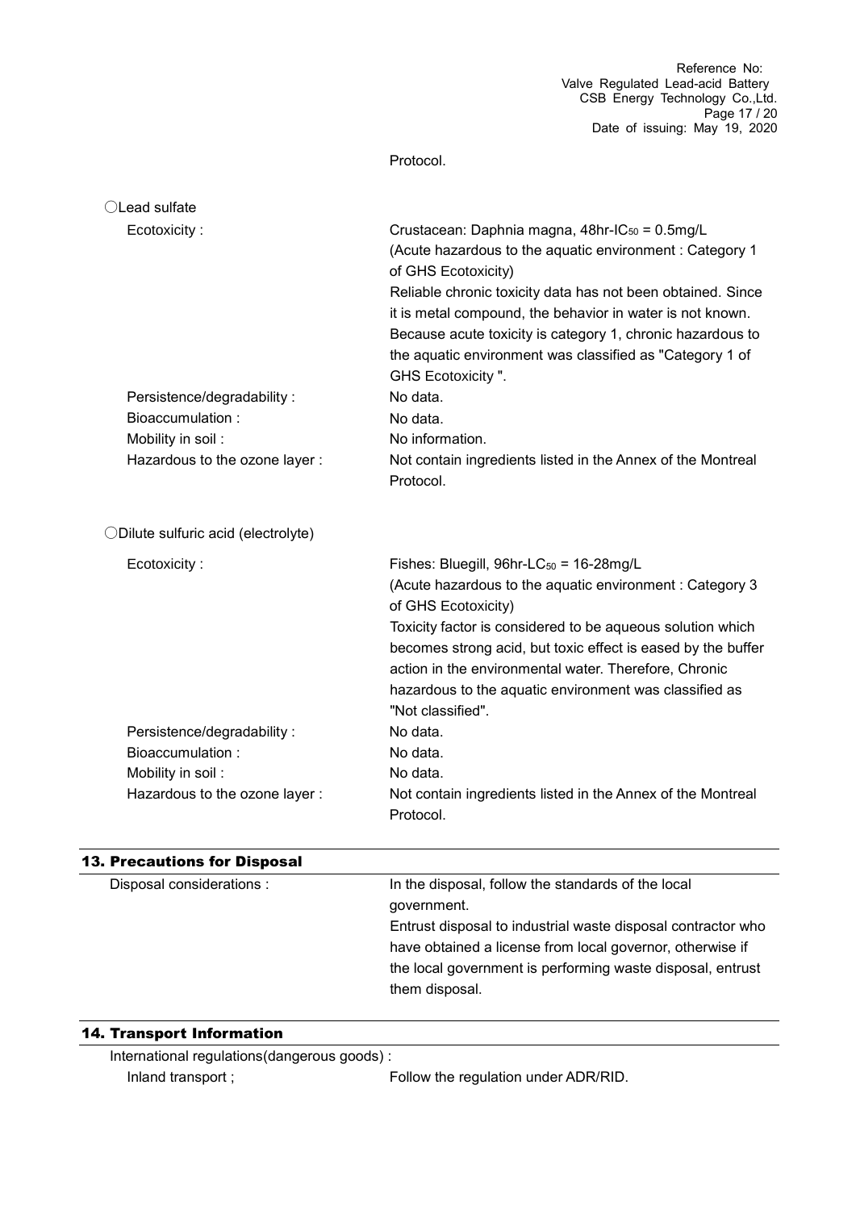Protocol.

○Lead sulfate

| | |
|---|---|
| Ecotoxicity : | Crustacean: Daphnia magna, 48hr-$IC_{50}$ = 0.5mg/L (Acute hazardous to the aquatic environment : Category 1 of GHS Ecotoxicity) Reliable chronic toxicity data has not been obtained. Since it is metal compound, the behavior in water is not known. Because acute toxicity is category 1, chronic hazardous to the aquatic environment was classified as "Category 1 of GHS Ecotoxicity ". |
| Persistence/degradability : | No data. |
| Bioaccumulation : | No data. |
| Mobility in soil : | No information. |
| Hazardous to the ozone layer : | Not contain ingredients listed in the Annex of the Montreal Protocol. |

○Dilute sulfuric acid (electrolyte)

| | |
|---|---|
| Ecotoxicity : | Fishes: Bluegill, 96hr-$LC_{50}$ = 16-28mg/L (Acute hazardous to the aquatic environment : Category 3 of GHS Ecotoxicity) Toxicity factor is considered to be aqueous solution which becomes strong acid, but toxic effect is eased by the buffer action in the environmental water. Therefore, Chronic hazardous to the aquatic environment was classified as "Not classified". |
| Persistence/degradability : | No data. |
| Bioaccumulation : | No data. |
| Mobility in soil : | No data. |
| Hazardous to the ozone layer : | Not contain ingredients listed in the Annex of the Montreal Protocol. |

## 13. Precautions for Disposal

| | |
|---|---|
| Disposal considerations : | In the disposal, follow the standards of the local government. Entrust disposal to industrial waste disposal contractor who have obtained a license from local governor, otherwise if the local government is performing waste disposal, entrust them disposal. |

## 14. Transport Information

International regulations(dangerous goods) :

| | |
|---|---|
| Inland transport ; | Follow the regulation under ADR/RID. |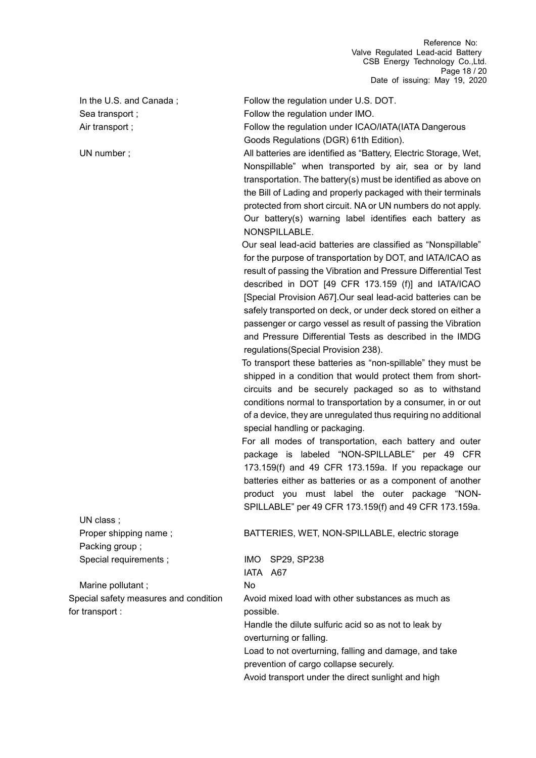| | |
|---|---|
| In the U.S. and Canada ; | Follow the regulation under U.S. DOT. |
| Sea transport ; | Follow the regulation under IMO. |
| Air transport ; | Follow the regulation under ICAO/IATA(IATA Dangerous Goods Regulations (DGR) 61th Edition). |
| UN number ; | All batteries are identified as "Battery, Electric Storage, Wet, Nonspillable" when transported by air, sea or by land transportation. The battery(s) must be identified as above on the Bill of Lading and properly packaged with their terminals protected from short circuit. NA or UN numbers do not apply. Our battery(s) warning label identifies each battery as NONSPILLABLE.<br>Our seal lead-acid batteries are classified as "Nonspillable" for the purpose of transportation by DOT, and IATA/ICAO as result of passing the Vibration and Pressure Differential Test described in DOT [49 CFR 173.159 (f)] and IATA/ICAO [Special Provision A67].Our seal lead-acid batteries can be safely transported on deck, or under deck stored on either a passenger or cargo vessel as result of passing the Vibration and Pressure Differential Tests as described in the IMDG regulations(Special Provision 238).<br>To transport these batteries as "non-spillable" they must be shipped in a condition that would protect them from short-circuits and be securely packaged so as to withstand conditions normal to transportation by a consumer, in or out of a device, they are unregulated thus requiring no additional special handling or packaging.<br>For all modes of transportation, each battery and outer package is labeled "NON-SPILLABLE" per 49 CFR 173.159(f) and 49 CFR 173.159a. If you repackage our batteries either as batteries or as a component of another product you must label the outer package "NON-SPILLABLE" per 49 CFR 173.159(f) and 49 CFR 173.159a. |
| UN class ; | |
| Proper shipping name ; | BATTERIES, WET, NON-SPILLABLE, electric storage |
| Packing group ; | |
| Special requirements ; | IMO SP29, SP238<br>IATA A67 |
| Marine pollutant ; | No |
| Special safety measures and condition for transport : | Avoid mixed load with other substances as much as possible.<br>Handle the dilute sulfuric acid so as not to leak by overturning or falling.<br>Load to not overturning, falling and damage, and take prevention of cargo collapse securely.<br>Avoid transport under the direct sunlight and high |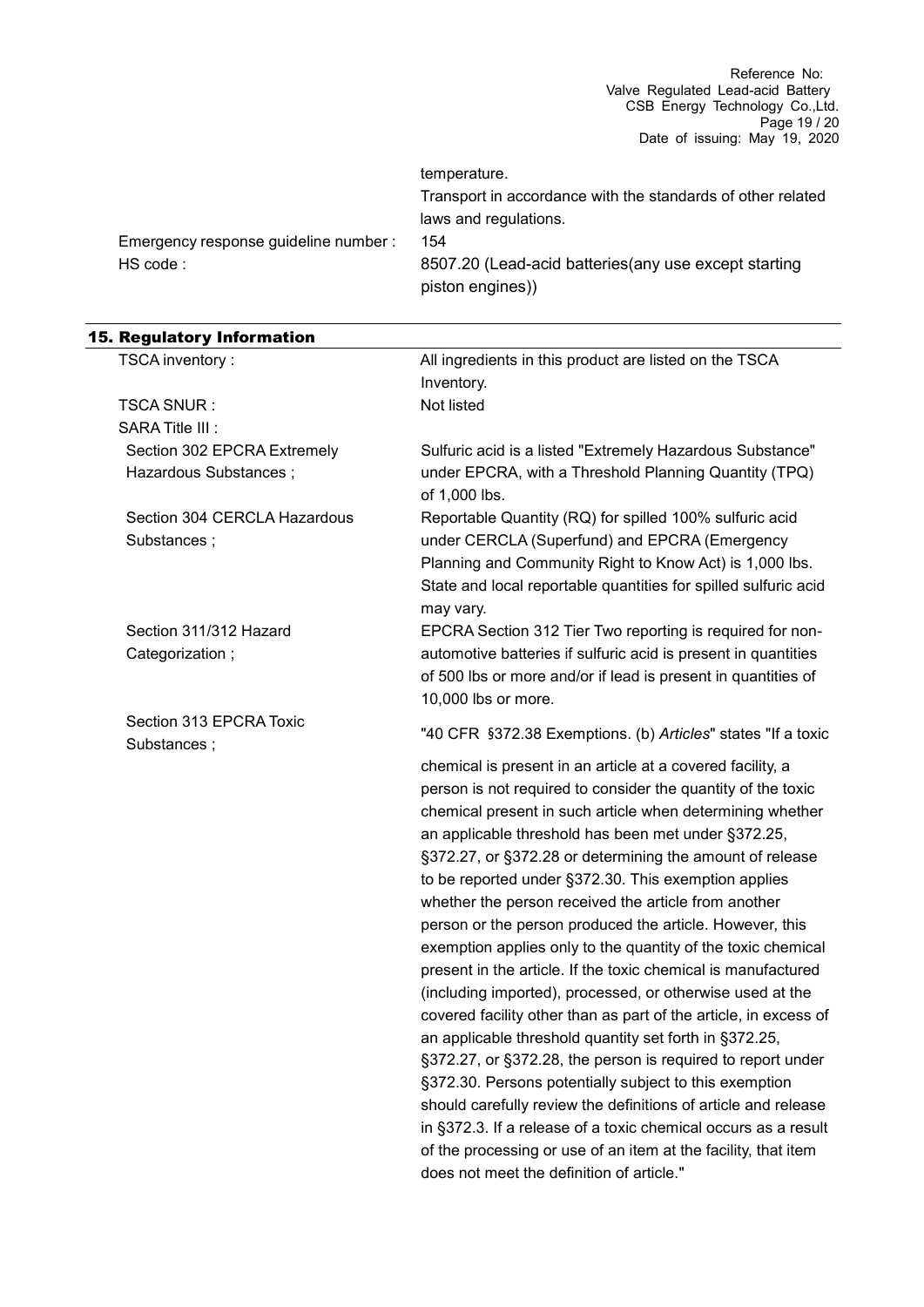temperature.
Transport in accordance with the standards of other related laws and regulations.

Emergency response guideline number : 154

HS code : 8507.20 (Lead-acid batteries(any use except starting piston engines))

## 15. Regulatory Information

TSCA inventory : All ingredients in this product are listed on the TSCA Inventory.

TSCA SNUR : Not listed

SARA Title III :

Section 302 EPCRA Extremely Hazardous Substances ; Sulfuric acid is a listed "Extremely Hazardous Substance" under EPCRA, with a Threshold Planning Quantity (TPQ) of 1,000 lbs.

Section 304 CERCLA Hazardous Substances ; Reportable Quantity (RQ) for spilled 100% sulfuric acid under CERCLA (Superfund) and EPCRA (Emergency Planning and Community Right to Know Act) is 1,000 lbs. State and local reportable quantities for spilled sulfuric acid may vary.

Section 311/312 Hazard Categorization ; EPCRA Section 312 Tier Two reporting is required for non-automotive batteries if sulfuric acid is present in quantities of 500 lbs or more and/or if lead is present in quantities of 10,000 lbs or more.

Section 313 EPCRA Toxic Substances ; "40 CFR §372.38 Exemptions. (b) *Articles*" states "If a toxic chemical is present in an article at a covered facility, a person is not required to consider the quantity of the toxic chemical present in such article when determining whether an applicable threshold has been met under §372.25, §372.27, or §372.28 or determining the amount of release to be reported under §372.30. This exemption applies whether the person received the article from another person or the person produced the article. However, this exemption applies only to the quantity of the toxic chemical present in the article. If the toxic chemical is manufactured (including imported), processed, or otherwise used at the covered facility other than as part of the article, in excess of an applicable threshold quantity set forth in §372.25, §372.27, or §372.28, the person is required to report under §372.30. Persons potentially subject to this exemption should carefully review the definitions of article and release in §372.3. If a release of a toxic chemical occurs as a result of the processing or use of an item at the facility, that item does not meet the definition of article."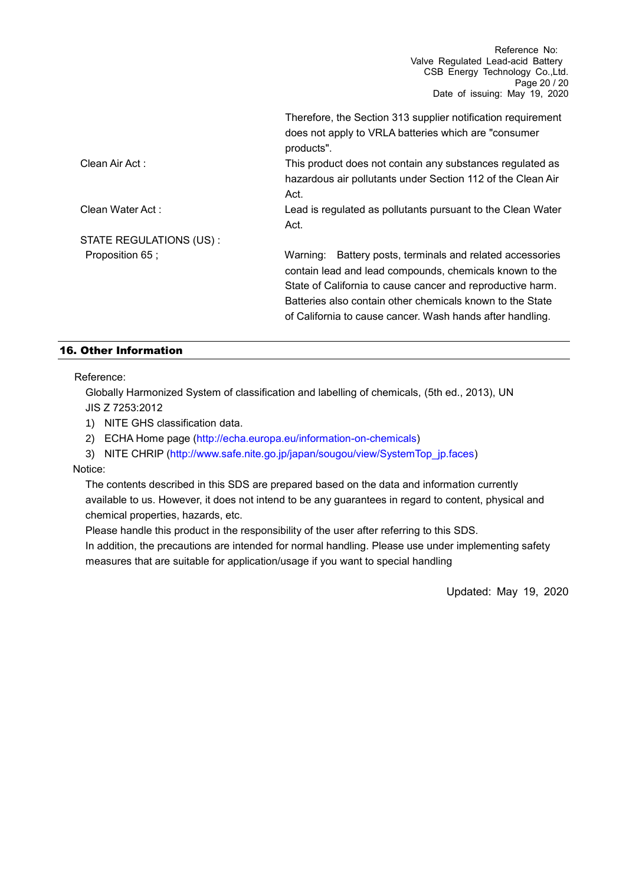Therefore, the Section 313 supplier notification requirement does not apply to VRLA batteries which are "consumer products".

| | |
|---|---|
| Clean Air Act : | This product does not contain any substances regulated as hazardous air pollutants under Section 112 of the Clean Air Act. |
| Clean Water Act : | Lead is regulated as pollutants pursuant to the Clean Water Act. |
| STATE REGULATIONS (US) : | |
| Proposition 65 ; | Warning: Battery posts, terminals and related accessories contain lead and lead compounds, chemicals known to the State of California to cause cancer and reproductive harm. Batteries also contain other chemicals known to the State of California to cause cancer. Wash hands after handling. |

## 16. Other Information

Reference:

Globally Harmonized System of classification and labelling of chemicals, (5th ed., 2013), UN
JIS Z 7253:2012

1) NITE GHS classification data.
2) ECHA Home page (http://echa.europa.eu/information-on-chemicals)
3) NITE CHRIP (http://www.safe.nite.go.jp/japan/sougou/view/SystemTop_jp.faces)

Notice:

The contents described in this SDS are prepared based on the data and information currently available to us. However, it does not intend to be any guarantees in regard to content, physical and chemical properties, hazards, etc.

Please handle this product in the responsibility of the user after referring to this SDS.

In addition, the precautions are intended for normal handling. Please use under implementing safety measures that are suitable for application/usage if you want to special handling

Updated: May 19, 2020